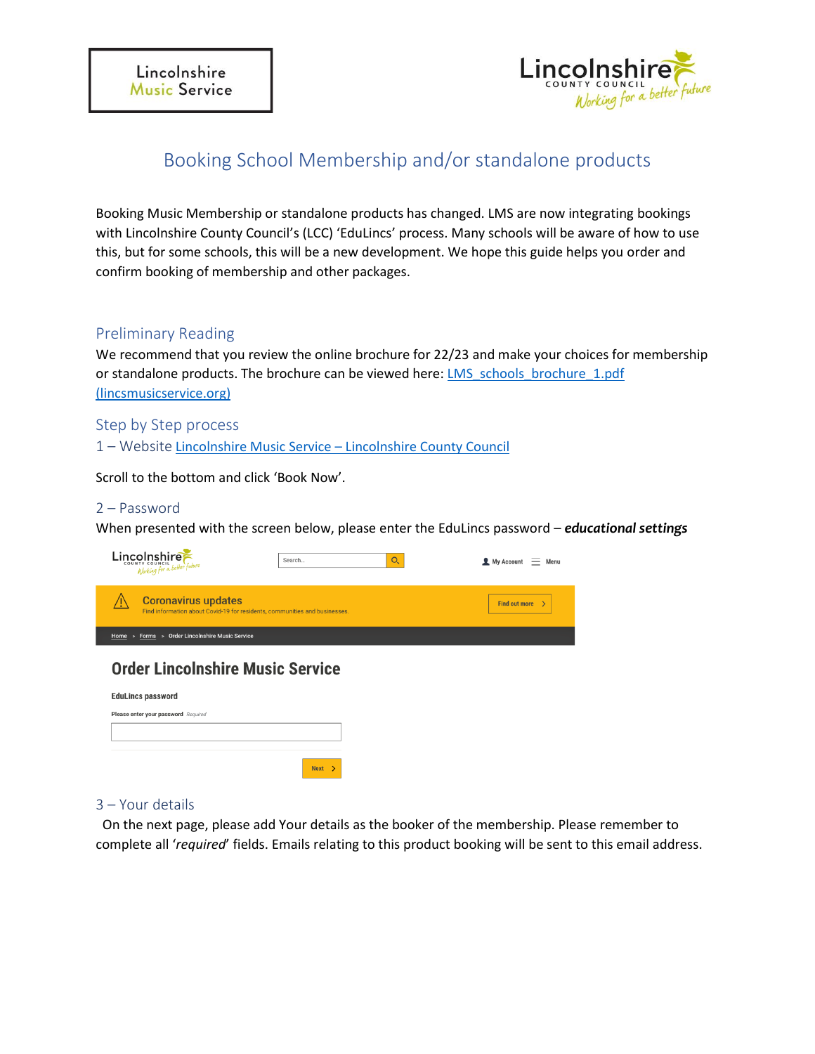Lincolnshire Music Service

# Booking School Membership and/or standalone products

Booking Music Membership or standalone products has changed. LMS are now integrating bookings with Lincolnshire County Council's (LCC) 'EduLincs' process. Many schools will be aware of how to use this, but for some schools, this will be a new development. We hope this guide helps you order and confirm booking of membership and other packages.

## Preliminary Reading

We recommend that you review the online brochure for 22/23 and make your choices for membership or standalone products. The brochure can be viewed here: [LMS_schools_brochure_1.pdf (lincsmusicservice.org)](LMS_schools_brochure_1.pdf)

## Step by Step process

### 1 – Website [Lincolnshire Music Service – Lincolnshire County Council](Lincolnshire Music Service – Lincolnshire County Council)

Scroll to the bottom and click 'Book Now'.

### 2 – Password

When presented with the screen below, please enter the EduLincs password – ***educational settings***

Lincolnshire County Council — Working for a better future | Search... | My Account | Menu

**Coronavirus updates** — Find information about Covid-19 for residents, communities and businesses. — Find out more

Home > Forms > Order Lincolnshire Music Service

**Order Lincolnshire Music Service**

**EduLincs password**

Please enter your password *Required*

[ ]

Next >

### 3 – Your details

On the next page, please add Your details as the booker of the membership. Please remember to complete all '*required*' fields. Emails relating to this product booking will be sent to this email address.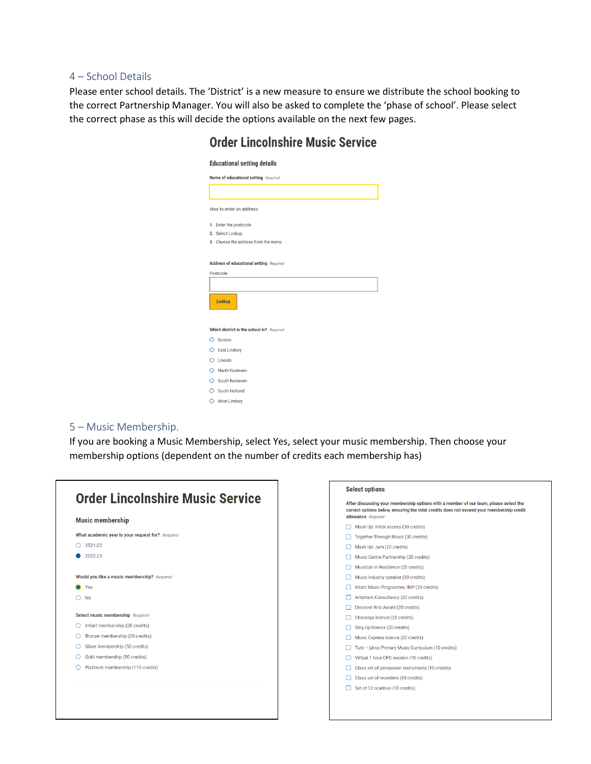### 4 – School Details

Please enter school details. The 'District' is a new measure to ensure we distribute the school booking to the correct Partnership Manager. You will also be asked to complete the 'phase of school'. Please select the correct phase as this will decide the options available on the next few pages.

## Order Lincolnshire Music Service

**Educational setting details**

**Name of educational setting** *Required*

How to enter an address

1. Enter the postcode
2. Select Lookup
3. Choose the address from the menu

**Address of educational setting** *Required*

Postcode

Lookup

**Which district is the school in?** *Required*

- Boston
- East Lindsey
- Lincoln
- North Kesteven
- South Kesteven
- South Holland
- West Lindsey

### 5 – Music Membership.

If you are booking a Music Membership, select Yes, select your music membership. Then choose your membership options (dependent on the number of credits each membership has)

## Order Lincolnshire Music Service

**Music membership**

**What academic year is your request for?** *Required*

- 2021-22
- 2022-23

**Would you like a music membership?** *Required*

- Yes
- No

**Select music membership** *Required*

- Infant membership (20 credits)
- Bronze membership (20 credits)
- Silver membership (50 credits)
- Gold membership (90 credits)
- Platinum membership (110 credits)

**Select options**

**After discussing your membership options with a member of our team, please select the correct options below, ensuring the total credits does not exceed your membership credit allowance** *Required*

- Mash Up: Initial access (30 credits)
- Together Through Music (30 credits)
- Mash Up: Jam (20 credits)
- Music Centre Partnership (20 credits)
- Musician in Residence (20 credits)
- Music industry speaker (20 credits)
- Infant Music Programme, IMP (20 credits)
- Artsmark Consultancy (20 credits)
- Discover Arts Award (20 credits)
- Charanga licence (20 credits)
- Sing Up licence (20 credits)
- Music Express licence (20 credits)
- Tutti – Lincs Primary Music Curriculum (10 credits)
- Virtual 1 hour CPD session (10 credits)
- Class set of percussion instruments (10 credits)
- Class set of recorders (10 credits)
- Set of 12 ocarinas (10 credits)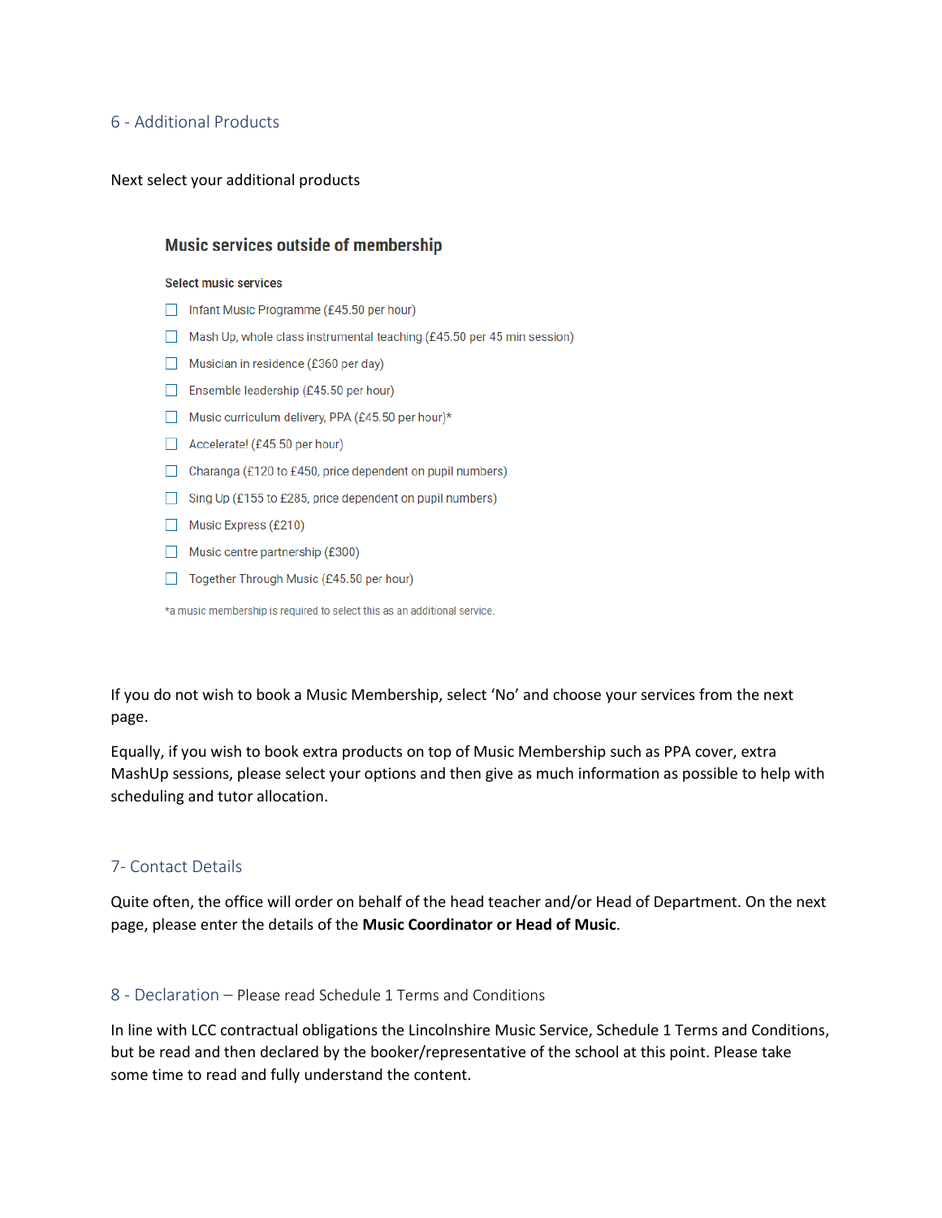## 6 - Additional Products

Next select your additional products

### Music services outside of membership

**Select music services**

- ☐ Infant Music Programme (£45.50 per hour)
- ☐ Mash Up, whole class instrumental teaching (£45.50 per 45 min session)
- ☐ Musician in residence (£360 per day)
- ☐ Ensemble leadership (£45.50 per hour)
- ☐ Music curriculum delivery, PPA (£45.50 per hour)*
- ☐ Accelerate! (£45.50 per hour)
- ☐ Charanga (£120 to £450, price dependent on pupil numbers)
- ☐ Sing Up (£155 to £285, price dependent on pupil numbers)
- ☐ Music Express (£210)
- ☐ Music centre partnership (£300)
- ☐ Together Through Music (£45.50 per hour)

*a music membership is required to select this as an additional service.

If you do not wish to book a Music Membership, select 'No' and choose your services from the next page.

Equally, if you wish to book extra products on top of Music Membership such as PPA cover, extra MashUp sessions, please select your options and then give as much information as possible to help with scheduling and tutor allocation.

## 7- Contact Details

Quite often, the office will order on behalf of the head teacher and/or Head of Department. On the next page, please enter the details of the **Music Coordinator or Head of Music**.

## 8 - Declaration – Please read Schedule 1 Terms and Conditions

In line with LCC contractual obligations the Lincolnshire Music Service, Schedule 1 Terms and Conditions, but be read and then declared by the booker/representative of the school at this point. Please take some time to read and fully understand the content.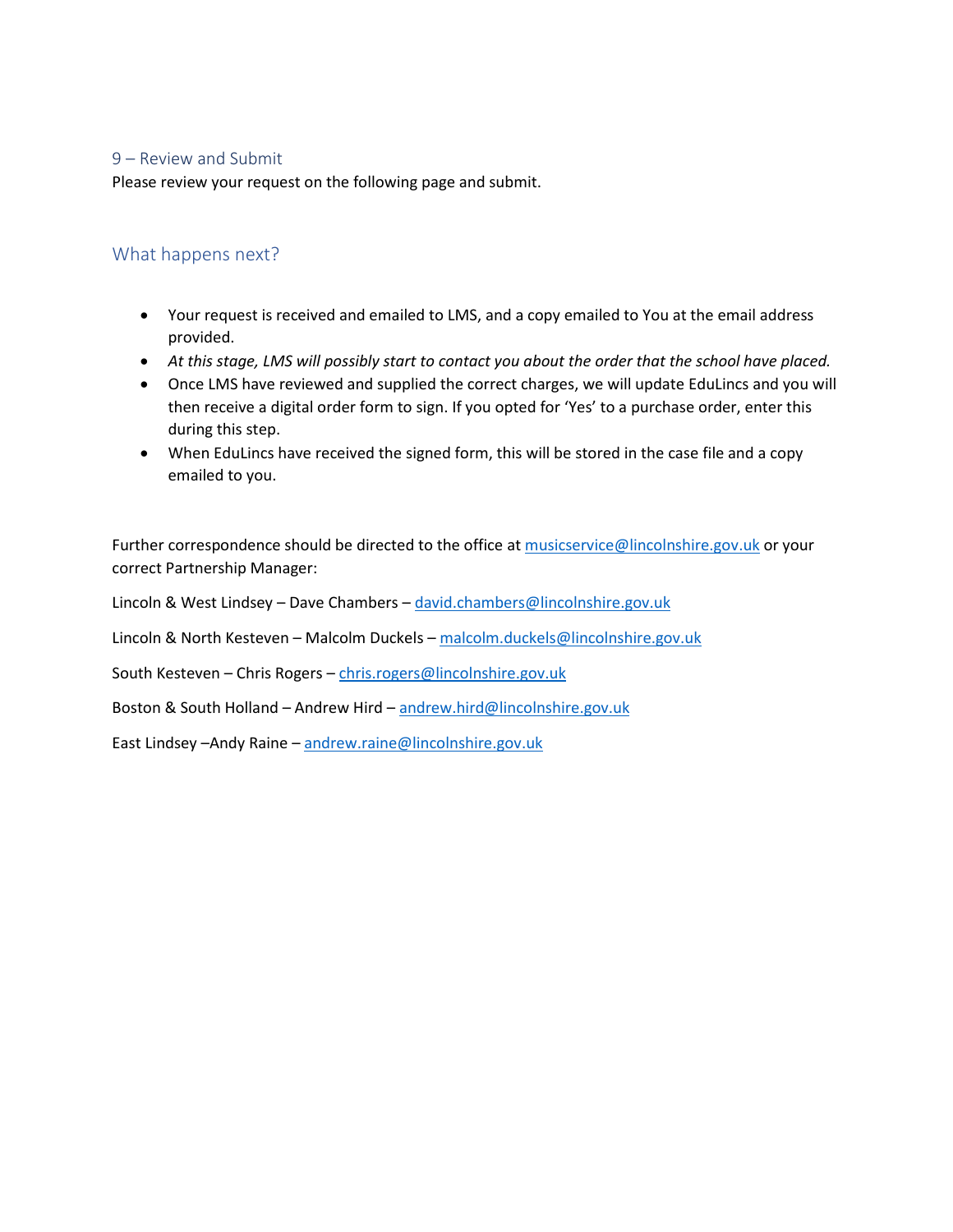### 9 – Review and Submit

Please review your request on the following page and submit.

## What happens next?

- Your request is received and emailed to LMS, and a copy emailed to You at the email address provided.
- *At this stage, LMS will possibly start to contact you about the order that the school have placed.*
- Once LMS have reviewed and supplied the correct charges, we will update EduLincs and you will then receive a digital order form to sign. If you opted for 'Yes' to a purchase order, enter this during this step.
- When EduLincs have received the signed form, this will be stored in the case file and a copy emailed to you.

Further correspondence should be directed to the office at musicservice@lincolnshire.gov.uk or your correct Partnership Manager:

Lincoln & West Lindsey – Dave Chambers – david.chambers@lincolnshire.gov.uk

Lincoln & North Kesteven – Malcolm Duckels – malcolm.duckels@lincolnshire.gov.uk

South Kesteven – Chris Rogers – chris.rogers@lincolnshire.gov.uk

Boston & South Holland – Andrew Hird – andrew.hird@lincolnshire.gov.uk

East Lindsey –Andy Raine – andrew.raine@lincolnshire.gov.uk